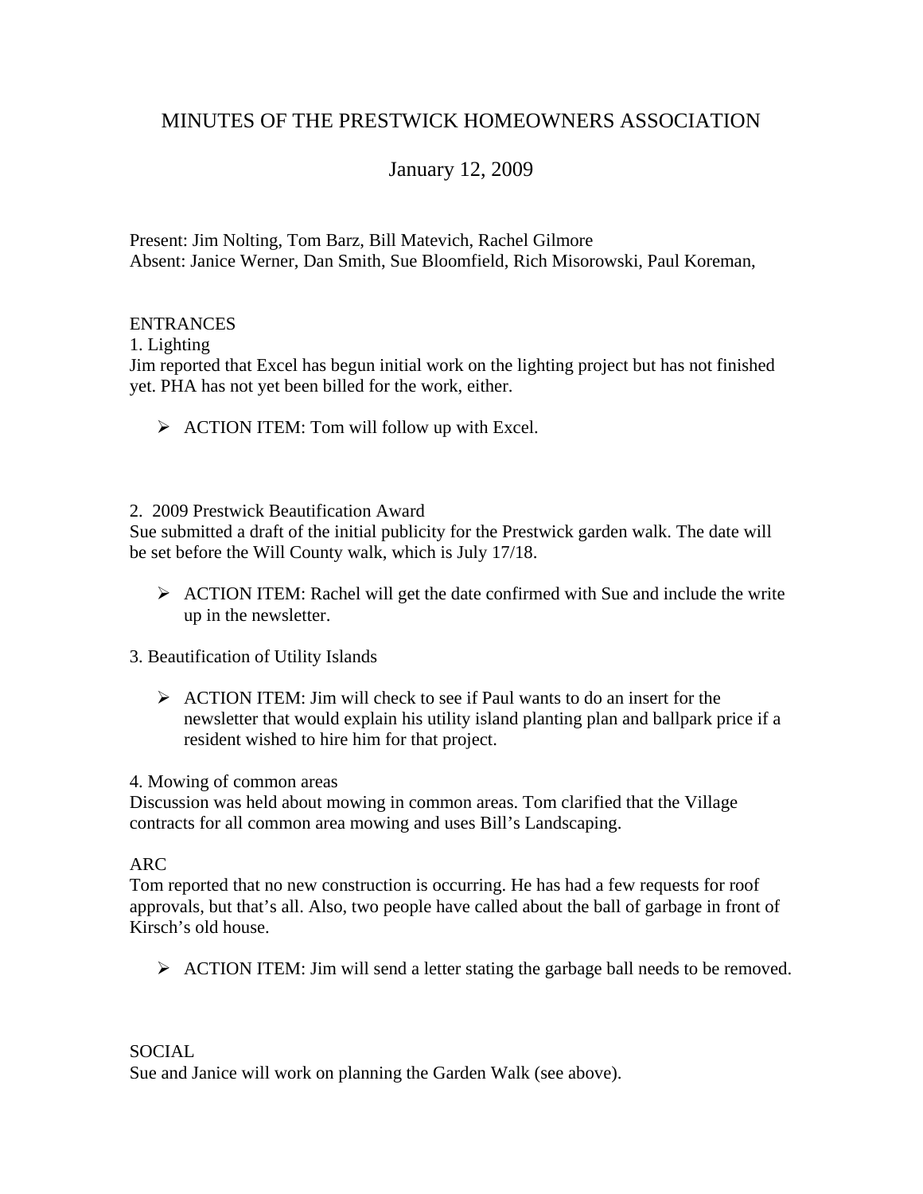# MINUTES OF THE PRESTWICK HOMEOWNERS ASSOCIATION

## January 12, 2009

Present: Jim Nolting, Tom Barz, Bill Matevich, Rachel Gilmore
Absent: Janice Werner, Dan Smith, Sue Bloomfield, Rich Misorowski, Paul Koreman,

ENTRANCES

1. Lighting

Jim reported that Excel has begun initial work on the lighting project but has not finished yet. PHA has not yet been billed for the work, either.

- ACTION ITEM: Tom will follow up with Excel.

2. 2009 Prestwick Beautification Award

Sue submitted a draft of the initial publicity for the Prestwick garden walk. The date will be set before the Will County walk, which is July 17/18.

- ACTION ITEM: Rachel will get the date confirmed with Sue and include the write up in the newsletter.

3. Beautification of Utility Islands

- ACTION ITEM: Jim will check to see if Paul wants to do an insert for the newsletter that would explain his utility island planting plan and ballpark price if a resident wished to hire him for that project.

4. Mowing of common areas

Discussion was held about mowing in common areas. Tom clarified that the Village contracts for all common area mowing and uses Bill's Landscaping.

ARC

Tom reported that no new construction is occurring. He has had a few requests for roof approvals, but that's all. Also, two people have called about the ball of garbage in front of Kirsch's old house.

- ACTION ITEM: Jim will send a letter stating the garbage ball needs to be removed.

SOCIAL

Sue and Janice will work on planning the Garden Walk (see above).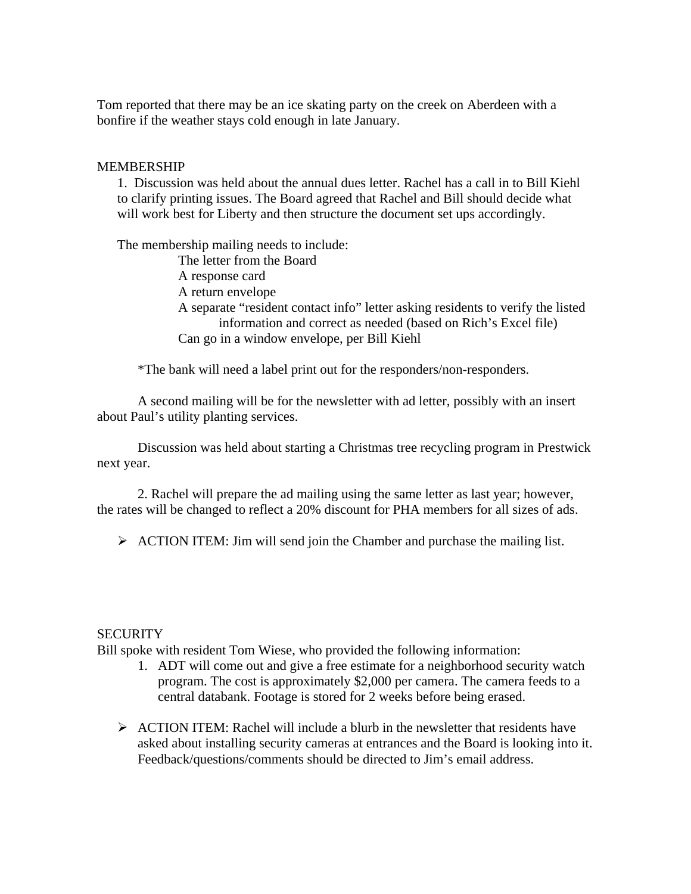Tom reported that there may be an ice skating party on the creek on Aberdeen with a bonfire if the weather stays cold enough in late January.

## MEMBERSHIP

1. Discussion was held about the annual dues letter. Rachel has a call in to Bill Kiehl to clarify printing issues. The Board agreed that Rachel and Bill should decide what will work best for Liberty and then structure the document set ups accordingly.

   The membership mailing needs to include:
   - The letter from the Board
   - A response card
   - A return envelope
   - A separate "resident contact info" letter asking residents to verify the listed information and correct as needed (based on Rich's Excel file)
   - Can go in a window envelope, per Bill Kiehl

   *The bank will need a label print out for the responders/non-responders.

   A second mailing will be for the newsletter with ad letter, possibly with an insert about Paul's utility planting services.

   Discussion was held about starting a Christmas tree recycling program in Prestwick next year.

2. Rachel will prepare the ad mailing using the same letter as last year; however, the rates will be changed to reflect a 20% discount for PHA members for all sizes of ads.

- ACTION ITEM: Jim will send join the Chamber and purchase the mailing list.

## SECURITY

Bill spoke with resident Tom Wiese, who provided the following information:

1. ADT will come out and give a free estimate for a neighborhood security watch program. The cost is approximately $2,000 per camera. The camera feeds to a central databank. Footage is stored for 2 weeks before being erased.

- ACTION ITEM: Rachel will include a blurb in the newsletter that residents have asked about installing security cameras at entrances and the Board is looking into it. Feedback/questions/comments should be directed to Jim's email address.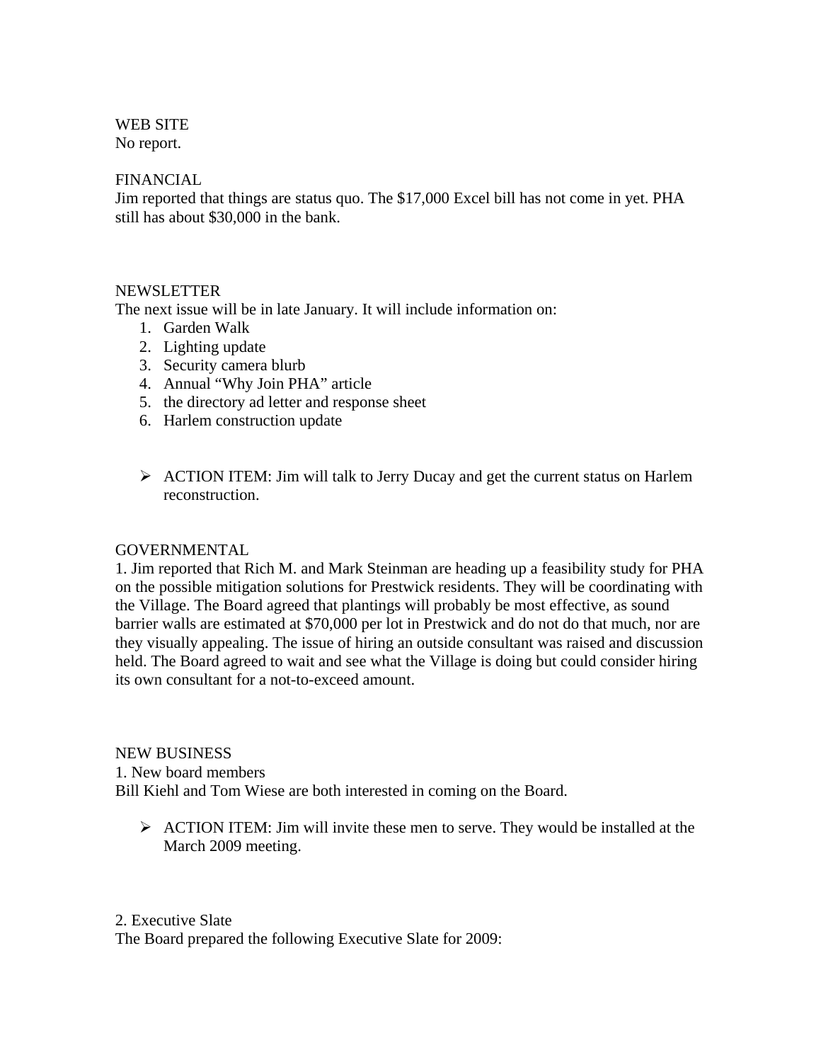WEB SITE
No report.

FINANCIAL
Jim reported that things are status quo. The $17,000 Excel bill has not come in yet. PHA still has about $30,000 in the bank.

NEWSLETTER
The next issue will be in late January. It will include information on:

1. Garden Walk
2. Lighting update
3. Security camera blurb
4. Annual “Why Join PHA” article
5. the directory ad letter and response sheet
6. Harlem construction update

- ACTION ITEM: Jim will talk to Jerry Ducay and get the current status on Harlem reconstruction.

GOVERNMENTAL
1. Jim reported that Rich M. and Mark Steinman are heading up a feasibility study for PHA on the possible mitigation solutions for Prestwick residents. They will be coordinating with the Village. The Board agreed that plantings will probably be most effective, as sound barrier walls are estimated at $70,000 per lot in Prestwick and do not do that much, nor are they visually appealing. The issue of hiring an outside consultant was raised and discussion held. The Board agreed to wait and see what the Village is doing but could consider hiring its own consultant for a not-to-exceed amount.

NEW BUSINESS
1. New board members
Bill Kiehl and Tom Wiese are both interested in coming on the Board.

- ACTION ITEM: Jim will invite these men to serve. They would be installed at the March 2009 meeting.

2. Executive Slate
The Board prepared the following Executive Slate for 2009: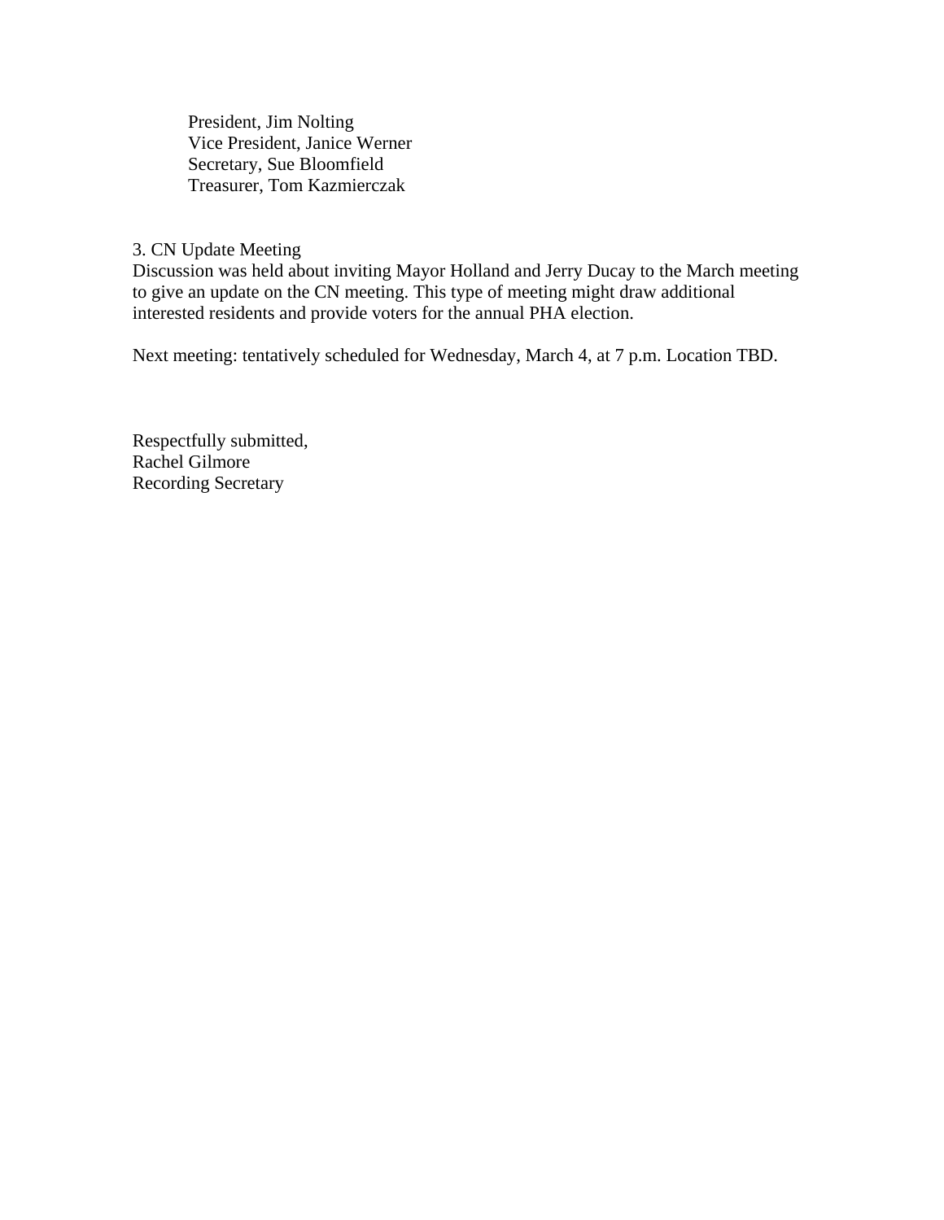President, Jim Nolting
Vice President, Janice Werner
Secretary, Sue Bloomfield
Treasurer, Tom Kazmierczak

3. CN Update Meeting

Discussion was held about inviting Mayor Holland and Jerry Ducay to the March meeting to give an update on the CN meeting. This type of meeting might draw additional interested residents and provide voters for the annual PHA election.

Next meeting: tentatively scheduled for Wednesday, March 4, at 7 p.m. Location TBD.

Respectfully submitted,
Rachel Gilmore
Recording Secretary